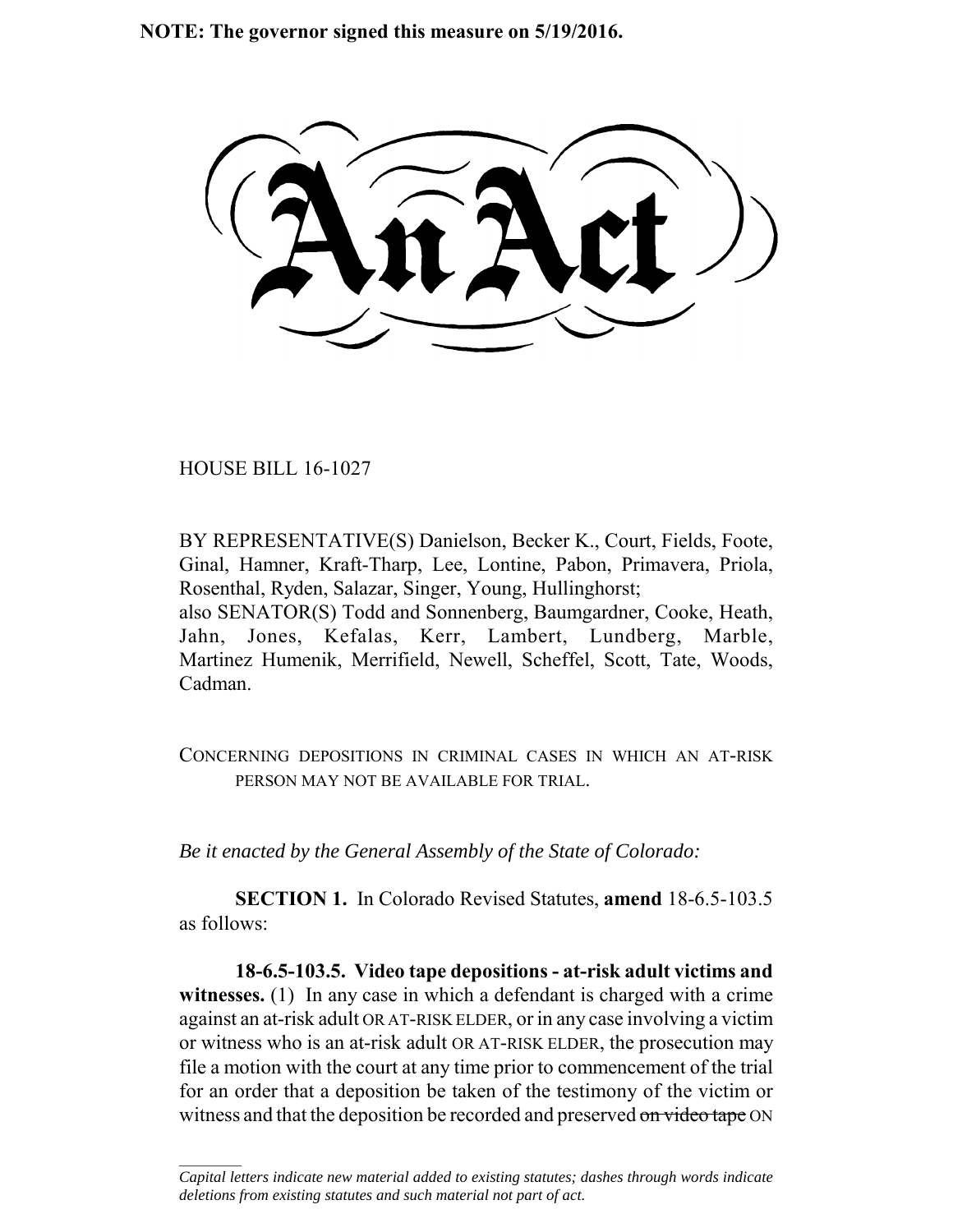**NOTE: The governor signed this measure on 5/19/2016.**

# An Act

HOUSE BILL 16-1027

BY REPRESENTATIVE(S) Danielson, Becker K., Court, Fields, Foote, Ginal, Hamner, Kraft-Tharp, Lee, Lontine, Pabon, Primavera, Priola, Rosenthal, Ryden, Salazar, Singer, Young, Hullinghorst;
also SENATOR(S) Todd and Sonnenberg, Baumgardner, Cooke, Heath, Jahn, Jones, Kefalas, Kerr, Lambert, Lundberg, Marble, Martinez Humenik, Merrifield, Newell, Scheffel, Scott, Tate, Woods, Cadman.

CONCERNING DEPOSITIONS IN CRIMINAL CASES IN WHICH AN AT-RISK PERSON MAY NOT BE AVAILABLE FOR TRIAL.

*Be it enacted by the General Assembly of the State of Colorado:*

**SECTION 1.** In Colorado Revised Statutes, **amend** 18-6.5-103.5 as follows:

**18-6.5-103.5. Video tape depositions - at-risk adult victims and witnesses.** (1) In any case in which a defendant is charged with a crime against an at-risk adult OR AT-RISK ELDER, or in any case involving a victim or witness who is an at-risk adult OR AT-RISK ELDER, the prosecution may file a motion with the court at any time prior to commencement of the trial for an order that a deposition be taken of the testimony of the victim or witness and that the deposition be recorded and preserved ~~on video tape~~ ON

---

*Capital letters indicate new material added to existing statutes; dashes through words indicate deletions from existing statutes and such material not part of act.*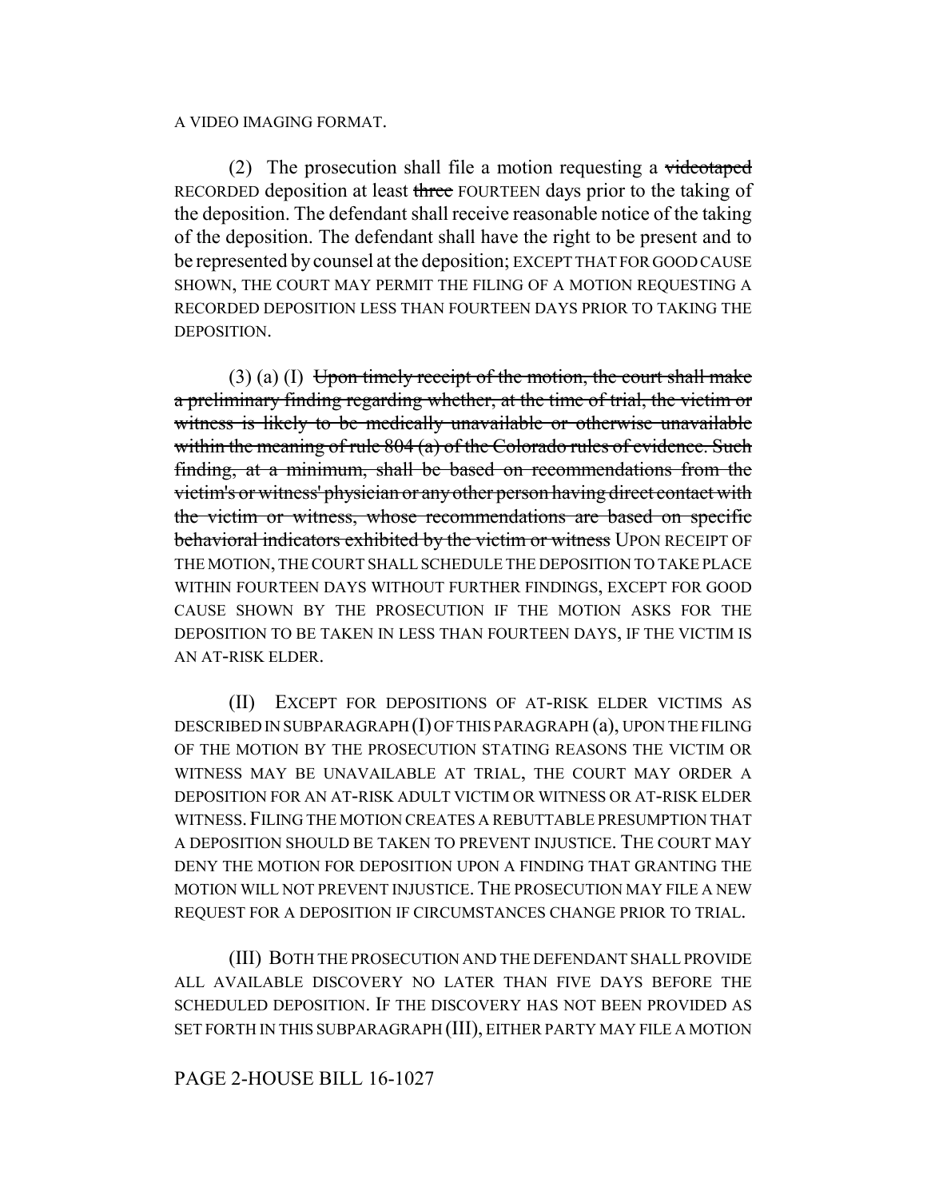A VIDEO IMAGING FORMAT.

(2) The prosecution shall file a motion requesting a ~~videotaped~~ RECORDED deposition at least ~~three~~ FOURTEEN days prior to the taking of the deposition. The defendant shall receive reasonable notice of the taking of the deposition. The defendant shall have the right to be present and to be represented by counsel at the deposition; EXCEPT THAT FOR GOOD CAUSE SHOWN, THE COURT MAY PERMIT THE FILING OF A MOTION REQUESTING A RECORDED DEPOSITION LESS THAN FOURTEEN DAYS PRIOR TO TAKING THE DEPOSITION.

(3) (a) (I) ~~Upon timely receipt of the motion, the court shall make a preliminary finding regarding whether, at the time of trial, the victim or witness is likely to be medically unavailable or otherwise unavailable within the meaning of rule 804 (a) of the Colorado rules of evidence. Such finding, at a minimum, shall be based on recommendations from the victim's or witness' physician or any other person having direct contact with the victim or witness, whose recommendations are based on specific behavioral indicators exhibited by the victim or witness~~ UPON RECEIPT OF THE MOTION, THE COURT SHALL SCHEDULE THE DEPOSITION TO TAKE PLACE WITHIN FOURTEEN DAYS WITHOUT FURTHER FINDINGS, EXCEPT FOR GOOD CAUSE SHOWN BY THE PROSECUTION IF THE MOTION ASKS FOR THE DEPOSITION TO BE TAKEN IN LESS THAN FOURTEEN DAYS, IF THE VICTIM IS AN AT-RISK ELDER.

(II) EXCEPT FOR DEPOSITIONS OF AT-RISK ELDER VICTIMS AS DESCRIBED IN SUBPARAGRAPH (I) OF THIS PARAGRAPH (a), UPON THE FILING OF THE MOTION BY THE PROSECUTION STATING REASONS THE VICTIM OR WITNESS MAY BE UNAVAILABLE AT TRIAL, THE COURT MAY ORDER A DEPOSITION FOR AN AT-RISK ADULT VICTIM OR WITNESS OR AT-RISK ELDER WITNESS. FILING THE MOTION CREATES A REBUTTABLE PRESUMPTION THAT A DEPOSITION SHOULD BE TAKEN TO PREVENT INJUSTICE. THE COURT MAY DENY THE MOTION FOR DEPOSITION UPON A FINDING THAT GRANTING THE MOTION WILL NOT PREVENT INJUSTICE. THE PROSECUTION MAY FILE A NEW REQUEST FOR A DEPOSITION IF CIRCUMSTANCES CHANGE PRIOR TO TRIAL.

(III) BOTH THE PROSECUTION AND THE DEFENDANT SHALL PROVIDE ALL AVAILABLE DISCOVERY NO LATER THAN FIVE DAYS BEFORE THE SCHEDULED DEPOSITION. IF THE DISCOVERY HAS NOT BEEN PROVIDED AS SET FORTH IN THIS SUBPARAGRAPH (III), EITHER PARTY MAY FILE A MOTION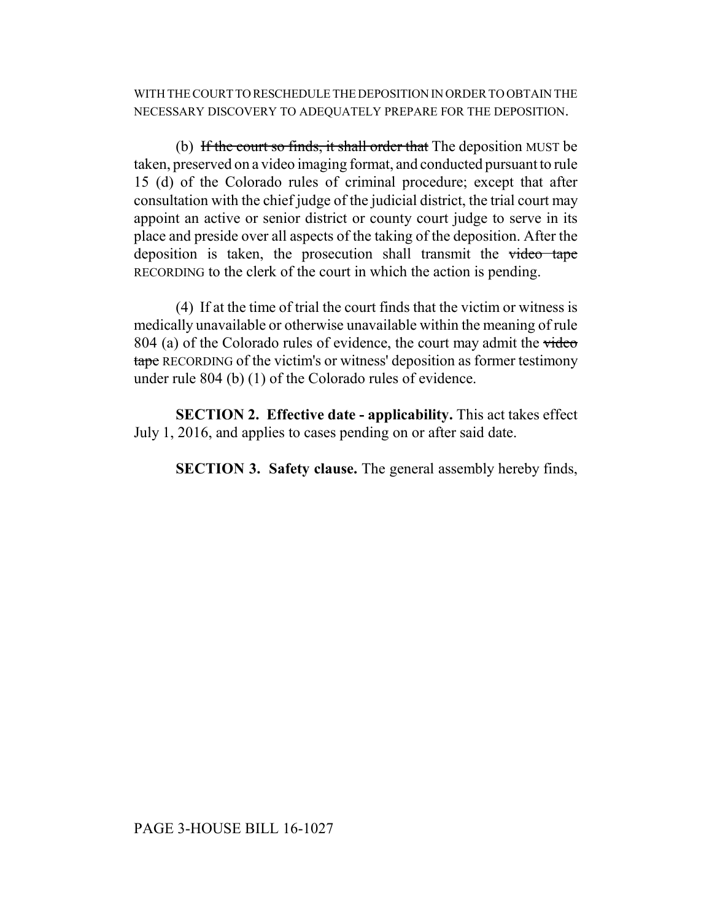WITH THE COURT TO RESCHEDULE THE DEPOSITION IN ORDER TO OBTAIN THE NECESSARY DISCOVERY TO ADEQUATELY PREPARE FOR THE DEPOSITION.

(b) ~~If the court so finds, it shall order that~~ The deposition MUST be taken, preserved on a video imaging format, and conducted pursuant to rule 15 (d) of the Colorado rules of criminal procedure; except that after consultation with the chief judge of the judicial district, the trial court may appoint an active or senior district or county court judge to serve in its place and preside over all aspects of the taking of the deposition. After the deposition is taken, the prosecution shall transmit the ~~video tape~~ RECORDING to the clerk of the court in which the action is pending.

(4) If at the time of trial the court finds that the victim or witness is medically unavailable or otherwise unavailable within the meaning of rule 804 (a) of the Colorado rules of evidence, the court may admit the ~~video tape~~ RECORDING of the victim's or witness' deposition as former testimony under rule 804 (b) (1) of the Colorado rules of evidence.

**SECTION 2. Effective date - applicability.** This act takes effect July 1, 2016, and applies to cases pending on or after said date.

**SECTION 3. Safety clause.** The general assembly hereby finds,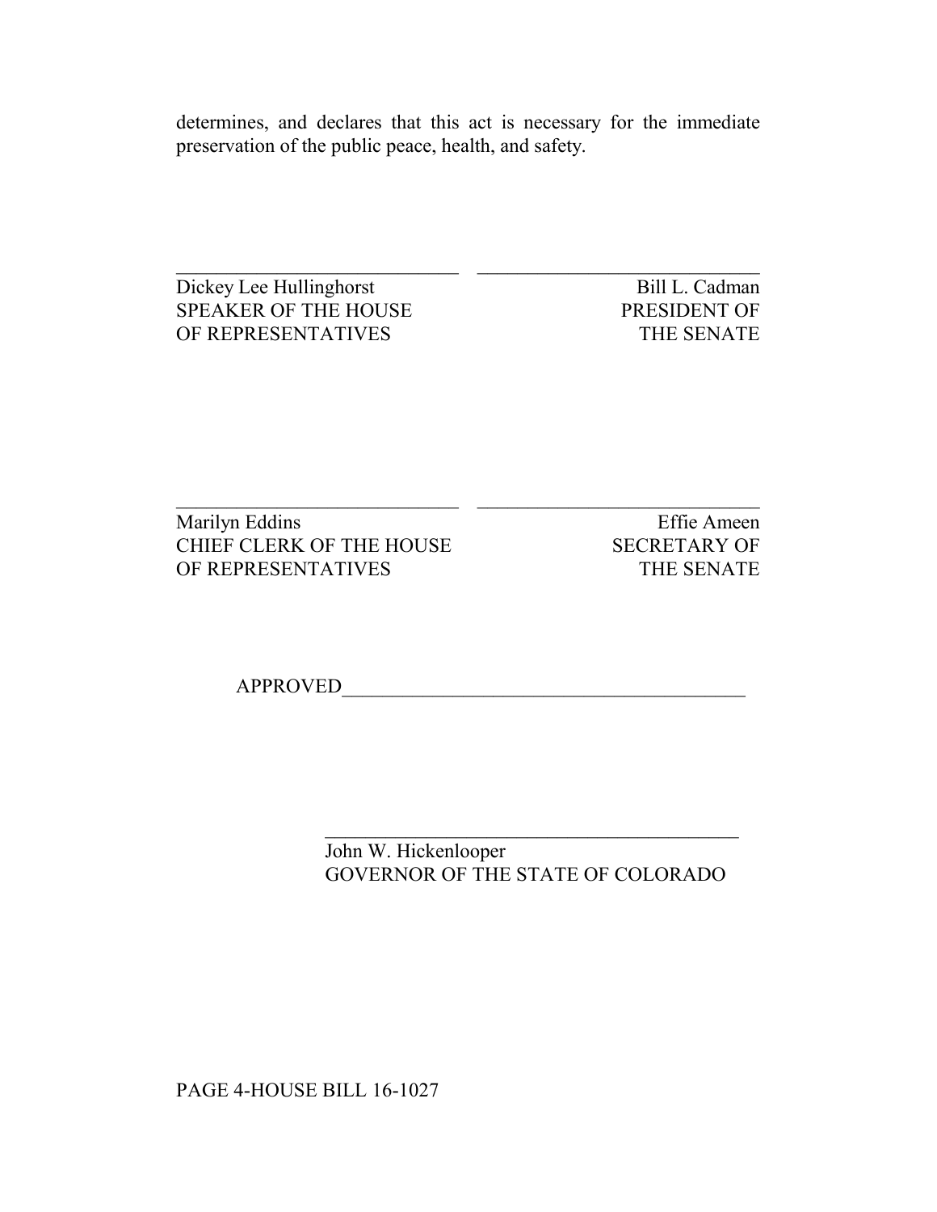determines, and declares that this act is necessary for the immediate preservation of the public peace, health, and safety.

| | |
|---|---|
| Dickey Lee Hullinghorst<br>SPEAKER OF THE HOUSE<br>OF REPRESENTATIVES | Bill L. Cadman<br>PRESIDENT OF<br>THE SENATE |
| Marilyn Eddins<br>CHIEF CLERK OF THE HOUSE<br>OF REPRESENTATIVES | Effie Ameen<br>SECRETARY OF<br>THE SENATE |

APPROVED________________________________________

John W. Hickenlooper
GOVERNOR OF THE STATE OF COLORADO

PAGE 4-HOUSE BILL 16-1027